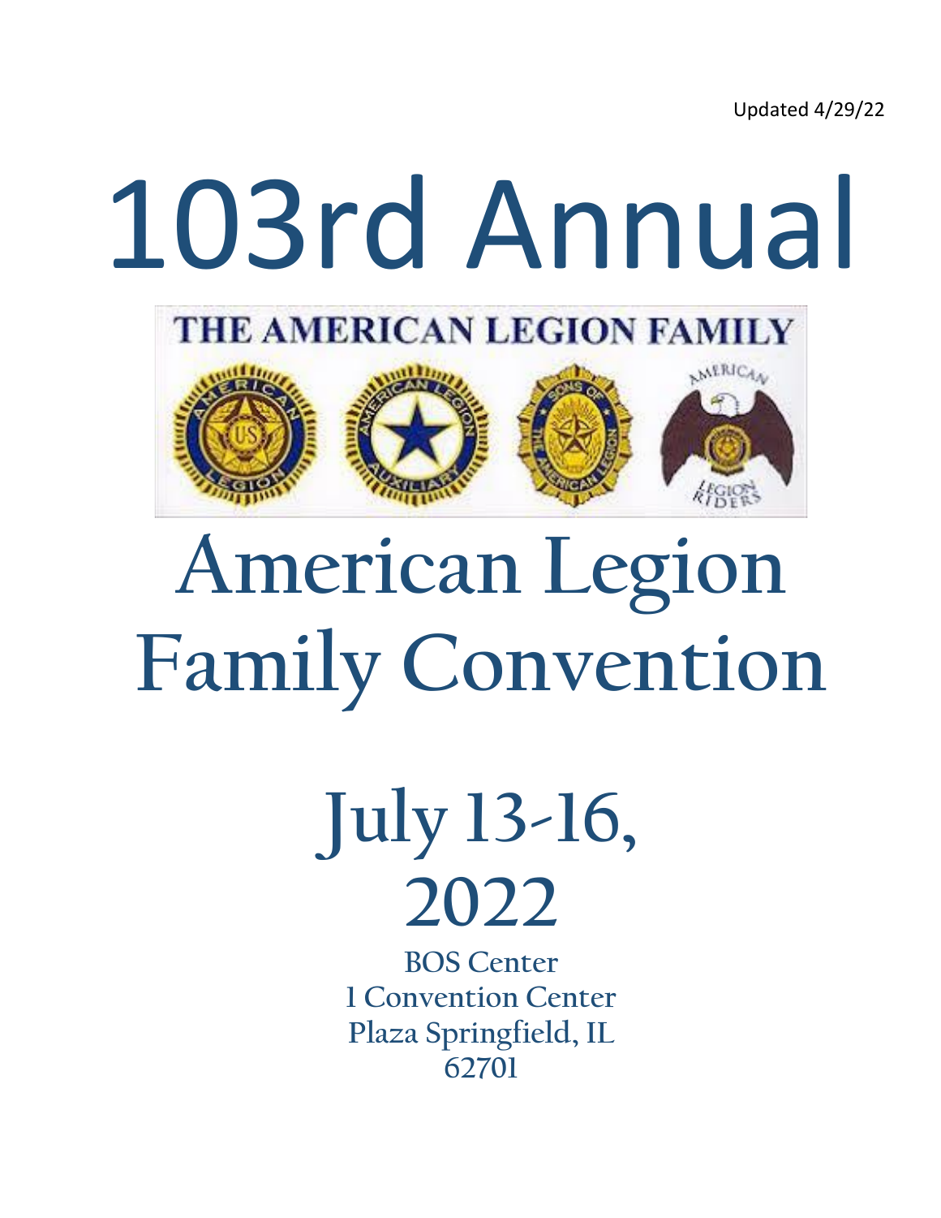Updated 4/29/22

# 103rd Annual

THE AMERICAN LEGION FAMILY

# American Legion Family Convention

## July 13-16, 2022

BOS Center
1 Convention Center
Plaza Springfield, IL
62701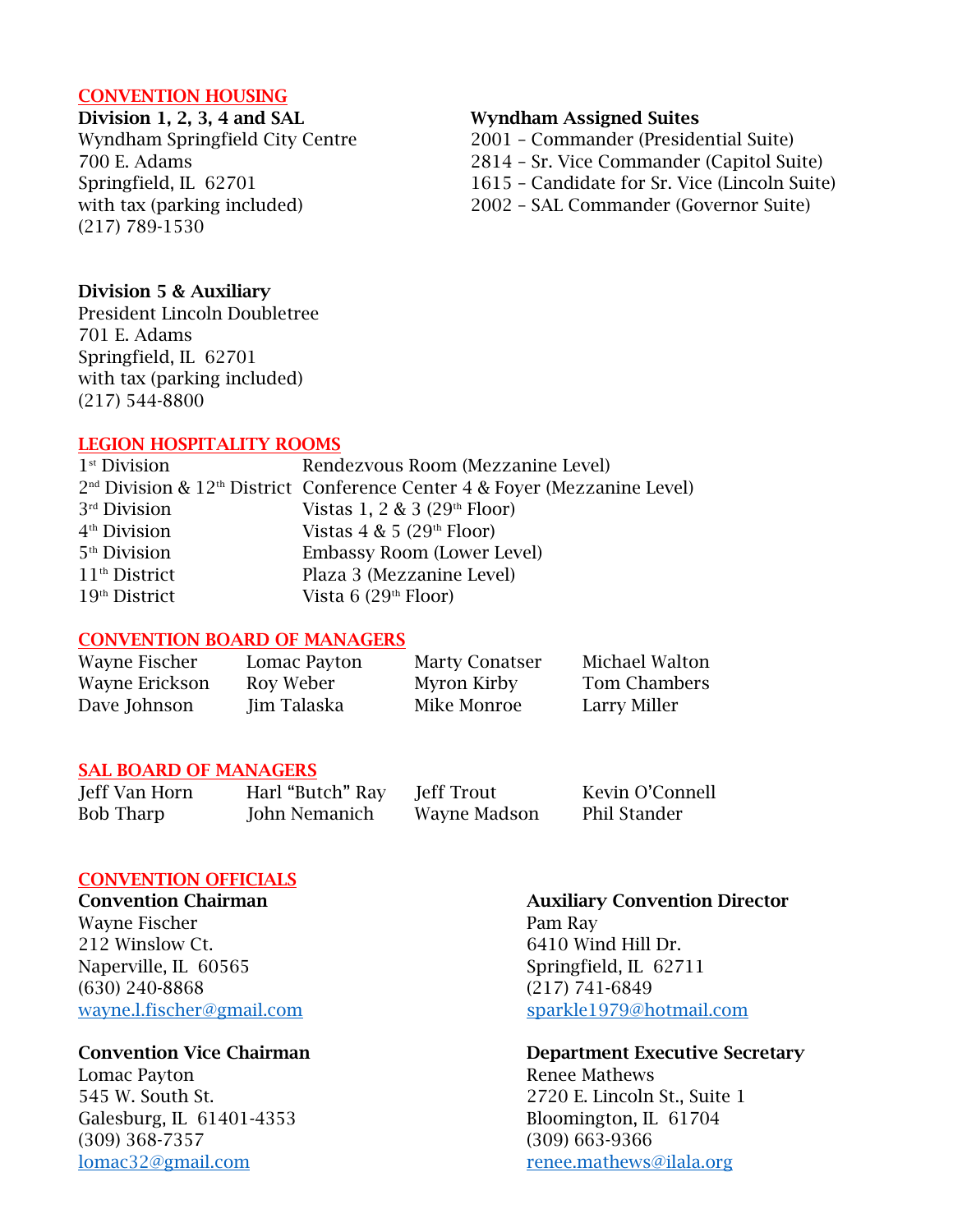## CONVENTION HOUSING

**Division 1, 2, 3, 4 and SAL**
Wyndham Springfield City Centre
700 E. Adams
Springfield, IL 62701
with tax (parking included)
(217) 789-1530

**Wyndham Assigned Suites**
2001 – Commander (Presidential Suite)
2814 – Sr. Vice Commander (Capitol Suite)
1615 – Candidate for Sr. Vice (Lincoln Suite)
2002 – SAL Commander (Governor Suite)

**Division 5 & Auxiliary**
President Lincoln Doubletree
701 E. Adams
Springfield, IL 62701
with tax (parking included)
(217) 544-8800

## LEGION HOSPITALITY ROOMS

| | |
|---|---|
| 1st Division | Rendezvous Room (Mezzanine Level) |
| 2nd Division & 12th District | Conference Center 4 & Foyer (Mezzanine Level) |
| 3rd Division | Vistas 1, 2 & 3 (29th Floor) |
| 4th Division | Vistas 4 & 5 (29th Floor) |
| 5th Division | Embassy Room (Lower Level) |
| 11th District | Plaza 3 (Mezzanine Level) |
| 19th District | Vista 6 (29th Floor) |

## CONVENTION BOARD OF MANAGERS

| | | | |
|---|---|---|---|
| Wayne Fischer | Lomac Payton | Marty Conatser | Michael Walton |
| Wayne Erickson | Roy Weber | Myron Kirby | Tom Chambers |
| Dave Johnson | Jim Talaska | Mike Monroe | Larry Miller |

## SAL BOARD OF MANAGERS

| | | | |
|---|---|---|---|
| Jeff Van Horn | Harl "Butch" Ray | Jeff Trout | Kevin O'Connell |
| Bob Tharp | John Nemanich | Wayne Madson | Phil Stander |

## CONVENTION OFFICIALS

**Convention Chairman**
Wayne Fischer
212 Winslow Ct.
Naperville, IL 60565
(630) 240-8868
wayne.l.fischer@gmail.com

**Convention Vice Chairman**
Lomac Payton
545 W. South St.
Galesburg, IL 61401-4353
(309) 368-7357
lomac32@gmail.com

**Auxiliary Convention Director**
Pam Ray
6410 Wind Hill Dr.
Springfield, IL 62711
(217) 741-6849
sparkle1979@hotmail.com

**Department Executive Secretary**
Renee Mathews
2720 E. Lincoln St., Suite 1
Bloomington, IL 61704
(309) 663-9366
renee.mathews@ilala.org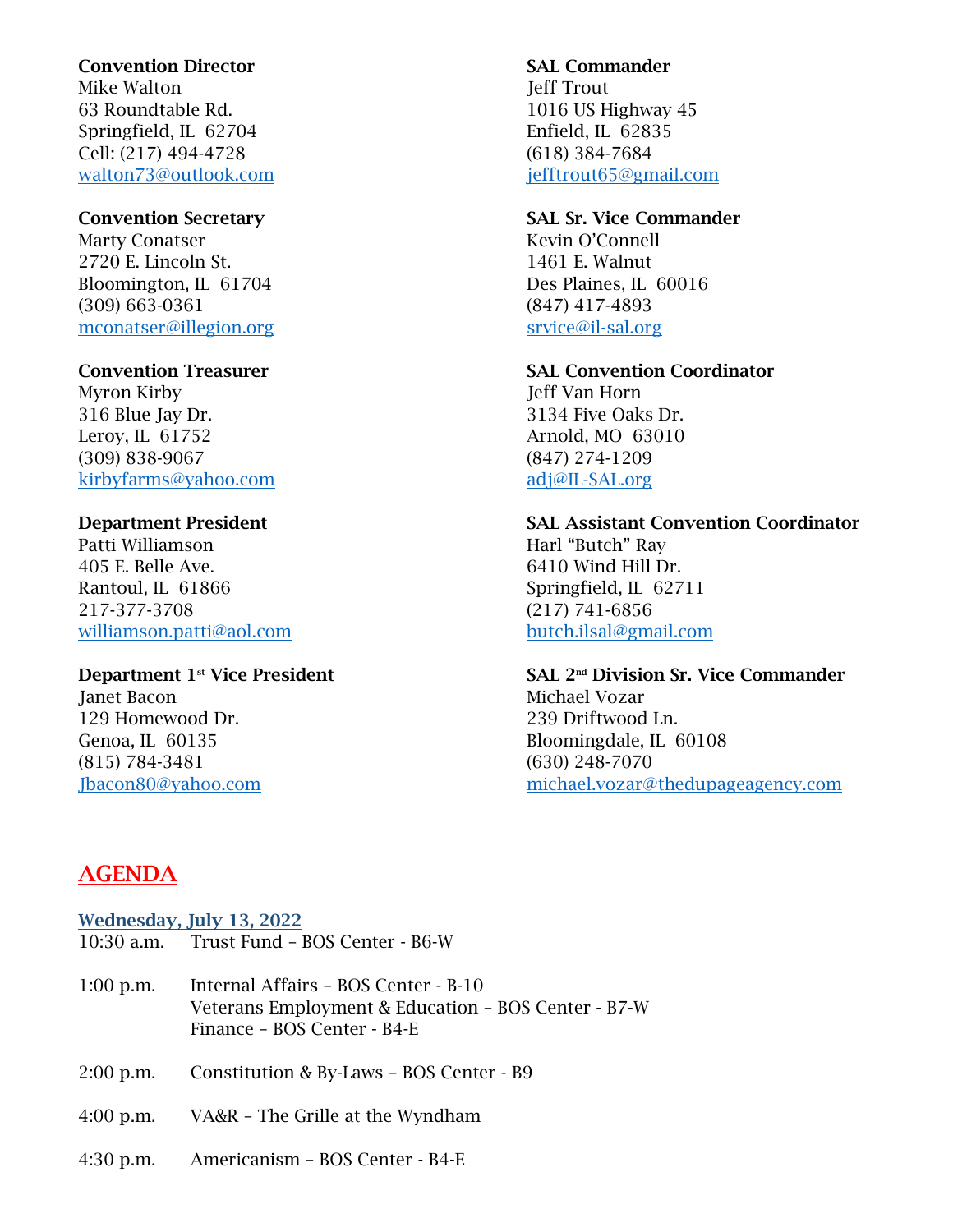**Convention Director**
Mike Walton
63 Roundtable Rd.
Springfield, IL 62704
Cell: (217) 494-4728
walton73@outlook.com

**Convention Secretary**
Marty Conatser
2720 E. Lincoln St.
Bloomington, IL 61704
(309) 663-0361
mconatser@illegion.org

**Convention Treasurer**
Myron Kirby
316 Blue Jay Dr.
Leroy, IL 61752
(309) 838-9067
kirbyfarms@yahoo.com

**Department President**
Patti Williamson
405 E. Belle Ave.
Rantoul, IL 61866
217-377-3708
williamson.patti@aol.com

**Department 1st Vice President**
Janet Bacon
129 Homewood Dr.
Genoa, IL 60135
(815) 784-3481
Jbacon80@yahoo.com

**SAL Commander**
Jeff Trout
1016 US Highway 45
Enfield, IL 62835
(618) 384-7684
jefftrout65@gmail.com

**SAL Sr. Vice Commander**
Kevin O'Connell
1461 E. Walnut
Des Plaines, IL 60016
(847) 417-4893
srvice@il-sal.org

**SAL Convention Coordinator**
Jeff Van Horn
3134 Five Oaks Dr.
Arnold, MO 63010
(847) 274-1209
adj@IL-SAL.org

**SAL Assistant Convention Coordinator**
Harl "Butch" Ray
6410 Wind Hill Dr.
Springfield, IL 62711
(217) 741-6856
butch.ilsal@gmail.com

**SAL 2nd Division Sr. Vice Commander**
Michael Vozar
239 Driftwood Ln.
Bloomingdale, IL 60108
(630) 248-7070
michael.vozar@thedupageagency.com

## AGENDA

### Wednesday, July 13, 2022

10:30 a.m. Trust Fund – BOS Center - B6-W

1:00 p.m. Internal Affairs – BOS Center - B-10
Veterans Employment & Education – BOS Center - B7-W
Finance – BOS Center - B4-E

2:00 p.m. Constitution & By-Laws – BOS Center - B9

4:00 p.m. VA&R – The Grille at the Wyndham

4:30 p.m. Americanism – BOS Center - B4-E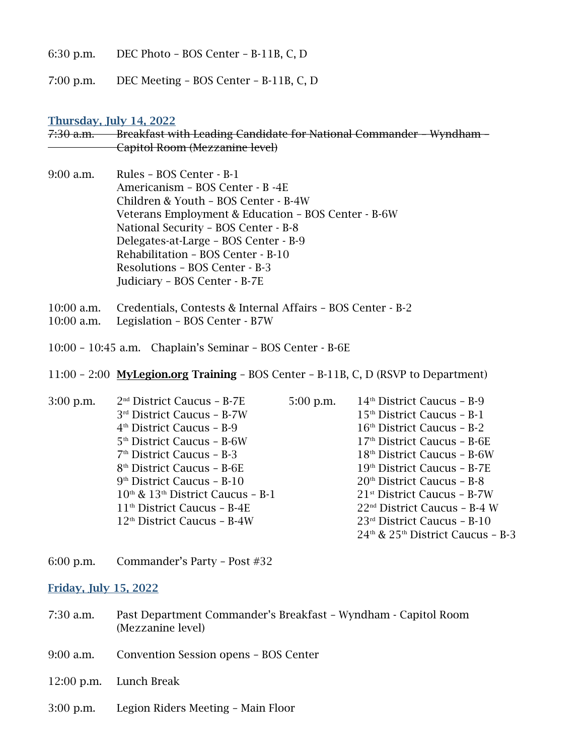6:30 p.m. DEC Photo – BOS Center – B-11B, C, D

7:00 p.m. DEC Meeting – BOS Center – B-11B, C, D

### Thursday, July 14, 2022

~~7:30 a.m. Breakfast with Leading Candidate for National Commander – Wyndham – Capitol Room (Mezzanine level)~~

9:00 a.m. Rules – BOS Center - B-1
Americanism – BOS Center - B -4E
Children & Youth – BOS Center - B-4W
Veterans Employment & Education – BOS Center - B-6W
National Security – BOS Center - B-8
Delegates-at-Large – BOS Center - B-9
Rehabilitation – BOS Center - B-10
Resolutions – BOS Center - B-3
Judiciary – BOS Center - B-7E

10:00 a.m. Credentials, Contests & Internal Affairs – BOS Center - B-2
10:00 a.m. Legislation – BOS Center - B7W

10:00 – 10:45 a.m. Chaplain's Seminar – BOS Center - B-6E

11:00 – 2:00 **MyLegion.org Training** – BOS Center – B-11B, C, D (RSVP to Department)

3:00 p.m.
2nd District Caucus – B-7E
3rd District Caucus – B-7W
4th District Caucus – B-9
5th District Caucus – B-6W
7th District Caucus – B-3
8th District Caucus – B-6E
9th District Caucus – B-10
10th & 13th District Caucus – B-1
11th District Caucus – B-4E
12th District Caucus – B-4W

5:00 p.m.
14th District Caucus – B-9
15th District Caucus – B-1
16th District Caucus – B-2
17th District Caucus – B-6E
18th District Caucus – B-6W
19th District Caucus – B-7E
20th District Caucus – B-8
21st District Caucus – B-7W
22nd District Caucus – B-4 W
23rd District Caucus – B-10
24th & 25th District Caucus – B-3

6:00 p.m. Commander's Party – Post #32

### Friday, July 15, 2022

7:30 a.m. Past Department Commander's Breakfast – Wyndham - Capitol Room (Mezzanine level)

9:00 a.m. Convention Session opens – BOS Center

12:00 p.m. Lunch Break

3:00 p.m. Legion Riders Meeting – Main Floor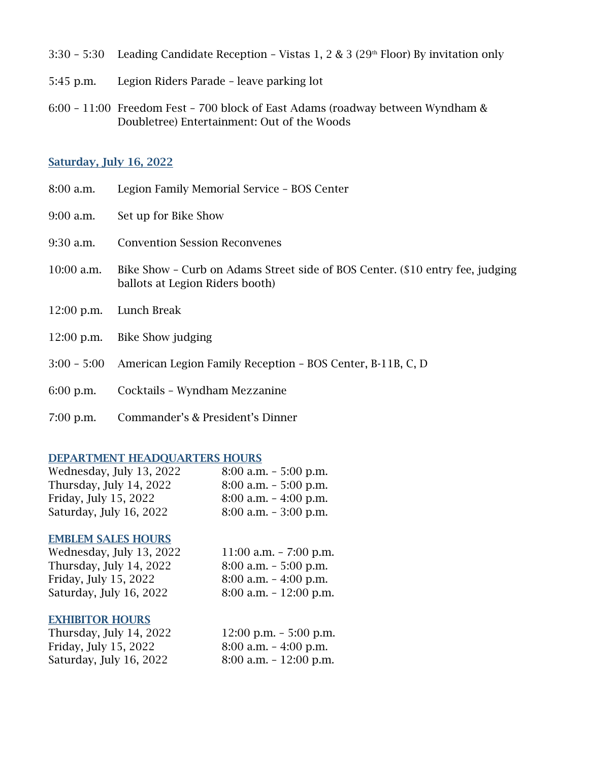3:30 – 5:30 Leading Candidate Reception – Vistas 1, 2 & 3 (29th Floor) By invitation only

5:45 p.m. Legion Riders Parade – leave parking lot

6:00 – 11:00 Freedom Fest – 700 block of East Adams (roadway between Wyndham & Doubletree) Entertainment: Out of the Woods

## Saturday, July 16, 2022

8:00 a.m. Legion Family Memorial Service – BOS Center

9:00 a.m. Set up for Bike Show

9:30 a.m. Convention Session Reconvenes

10:00 a.m. Bike Show – Curb on Adams Street side of BOS Center. ($10 entry fee, judging ballots at Legion Riders booth)

12:00 p.m. Lunch Break

12:00 p.m. Bike Show judging

3:00 – 5:00 American Legion Family Reception – BOS Center, B-11B, C, D

6:00 p.m. Cocktails – Wyndham Mezzanine

7:00 p.m. Commander's & President's Dinner

## DEPARTMENT HEADQUARTERS HOURS

| | |
|---|---|
| Wednesday, July 13, 2022 | 8:00 a.m. – 5:00 p.m. |
| Thursday, July 14, 2022 | 8:00 a.m. – 5:00 p.m. |
| Friday, July 15, 2022 | 8:00 a.m. – 4:00 p.m. |
| Saturday, July 16, 2022 | 8:00 a.m. – 3:00 p.m. |

## EMBLEM SALES HOURS

| | |
|---|---|
| Wednesday, July 13, 2022 | 11:00 a.m. – 7:00 p.m. |
| Thursday, July 14, 2022 | 8:00 a.m. – 5:00 p.m. |
| Friday, July 15, 2022 | 8:00 a.m. – 4:00 p.m. |
| Saturday, July 16, 2022 | 8:00 a.m. – 12:00 p.m. |

## EXHIBITOR HOURS

| | |
|---|---|
| Thursday, July 14, 2022 | 12:00 p.m. – 5:00 p.m. |
| Friday, July 15, 2022 | 8:00 a.m. – 4:00 p.m. |
| Saturday, July 16, 2022 | 8:00 a.m. – 12:00 p.m. |